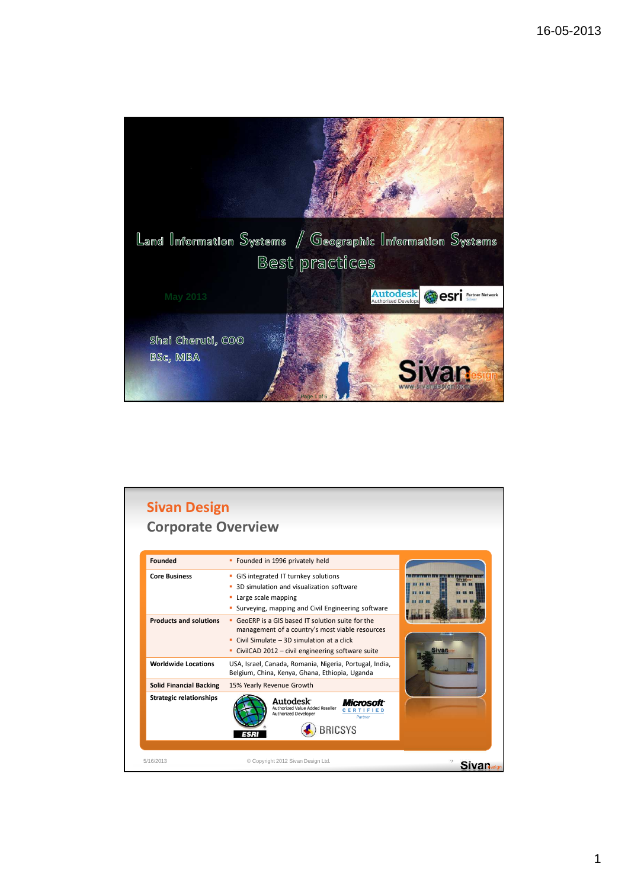# Land Information Systems / Geographic Information Systems

## Best practices

May 2013

Shai Cheruti, COO
BSc, MBA

---

## Sivan Design

### Corporate Overview

| | |
|---|---|
| **Founded** | Founded in 1996 privately held |
| **Core Business** | GIS integrated IT turnkey solutions<br>3D simulation and visualization software<br>Large scale mapping<br>Surveying, mapping and Civil Engineering software |
| **Products and solutions** | GeoERP is a GIS based IT solution suite for the management of a country's most viable resources<br>Civil Simulate – 3D simulation at a click<br>CivilCAD 2012 – civil engineering software suite |
| **Worldwide Locations** | USA, Israel, Canada, Romania, Nigeria, Portugal, India, Belgium, China, Kenya, Ghana, Ethiopia, Uganda |
| **Solid Financial Backing** | 15% Yearly Revenue Growth |
| **Strategic relationships** | ESRI; Autodesk Authorized Value Added Reseller, Authorized Developer; Microsoft Certified Partner; BRICSYS |

5/16/2013 © Copyright 2012 Sivan Design Ltd.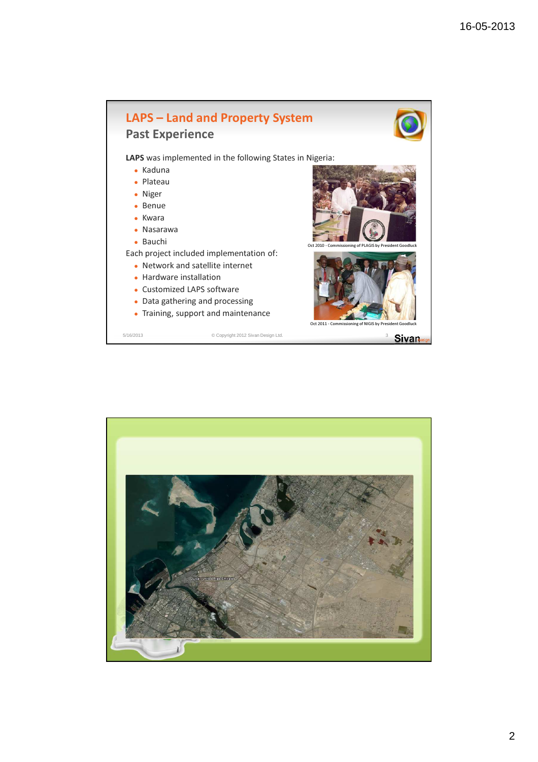## LAPS – Land and Property System

### Past Experience

**LAPS** was implemented in the following States in Nigeria:

- Kaduna
- Plateau
- Niger
- Benue
- Kwara
- Nasarawa
- Bauchi

Each project included implementation of:

- Network and satellite internet
- Hardware installation
- Customized LAPS software
- Data gathering and processing
- Training, support and maintenance

Oct 2010 - Commissioning of PLAGIS by President Goodluck

Oct 2011 - Commissioning of NIGIS by President Goodluck

5/16/2013 © Copyright 2012 Sivan Design Ltd. 3

Dubai, United Arab Emirates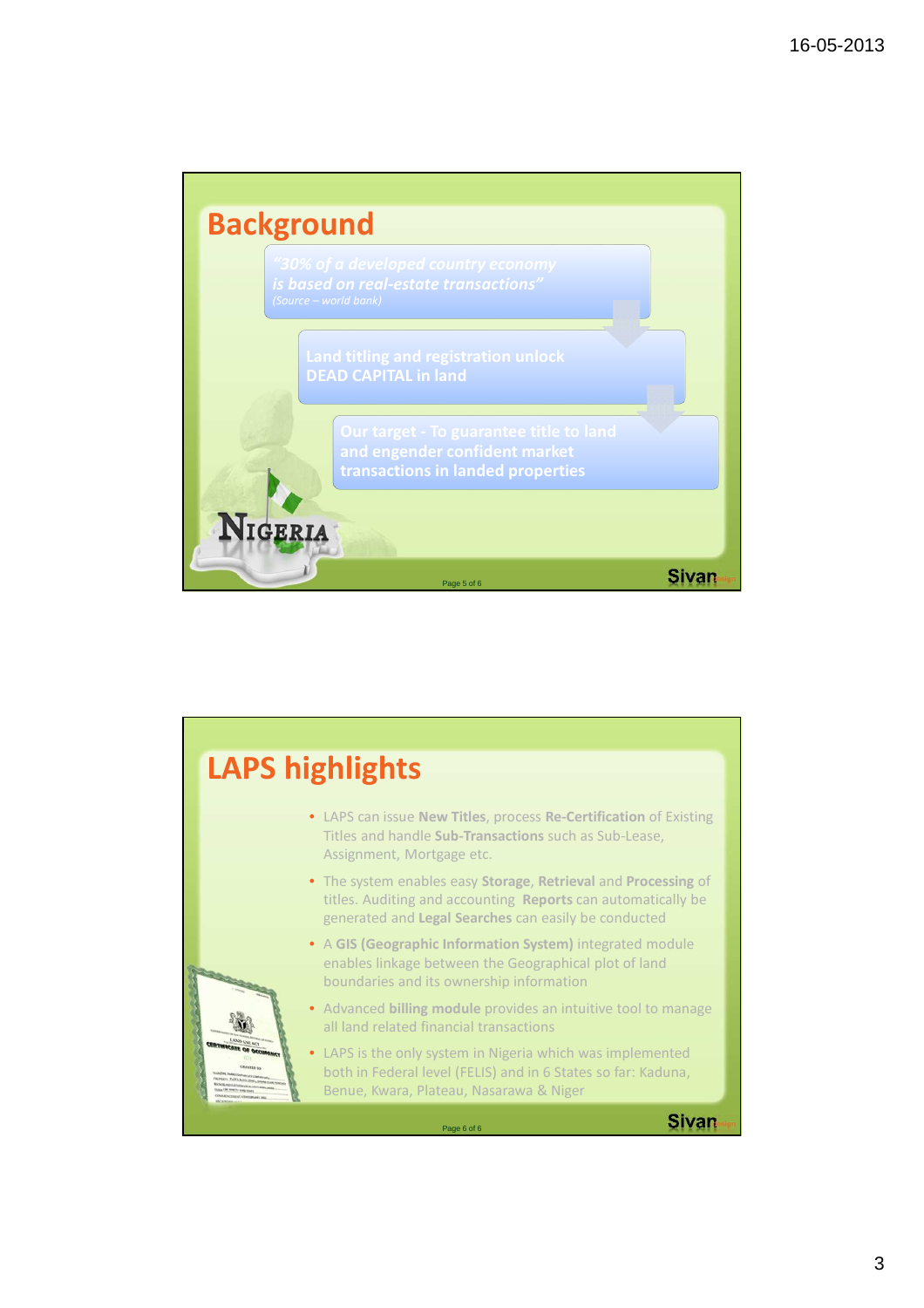## Background

*"30% of a developed country economy is based on real-estate transactions"*
*(Source – world bank)*

Land titling and registration unlock DEAD CAPITAL in land

Our target - To guarantee title to land and engender confident market transactions in landed properties

## LAPS highlights

- LAPS can issue **New Titles**, process **Re-Certification** of Existing Titles and handle **Sub-Transactions** such as Sub-Lease, Assignment, Mortgage etc.
- The system enables easy **Storage**, **Retrieval** and **Processing** of titles. Auditing and accounting **Reports** can automatically be generated and **Legal Searches** can easily be conducted
- A **GIS (Geographic Information System)** integrated module enables linkage between the Geographical plot of land boundaries and its ownership information
- Advanced **billing module** provides an intuitive tool to manage all land related financial transactions
- LAPS is the only system in Nigeria which was implemented both in Federal level (FELIS) and in 6 States so far: Kaduna, Benue, Kwara, Plateau, Nasarawa & Niger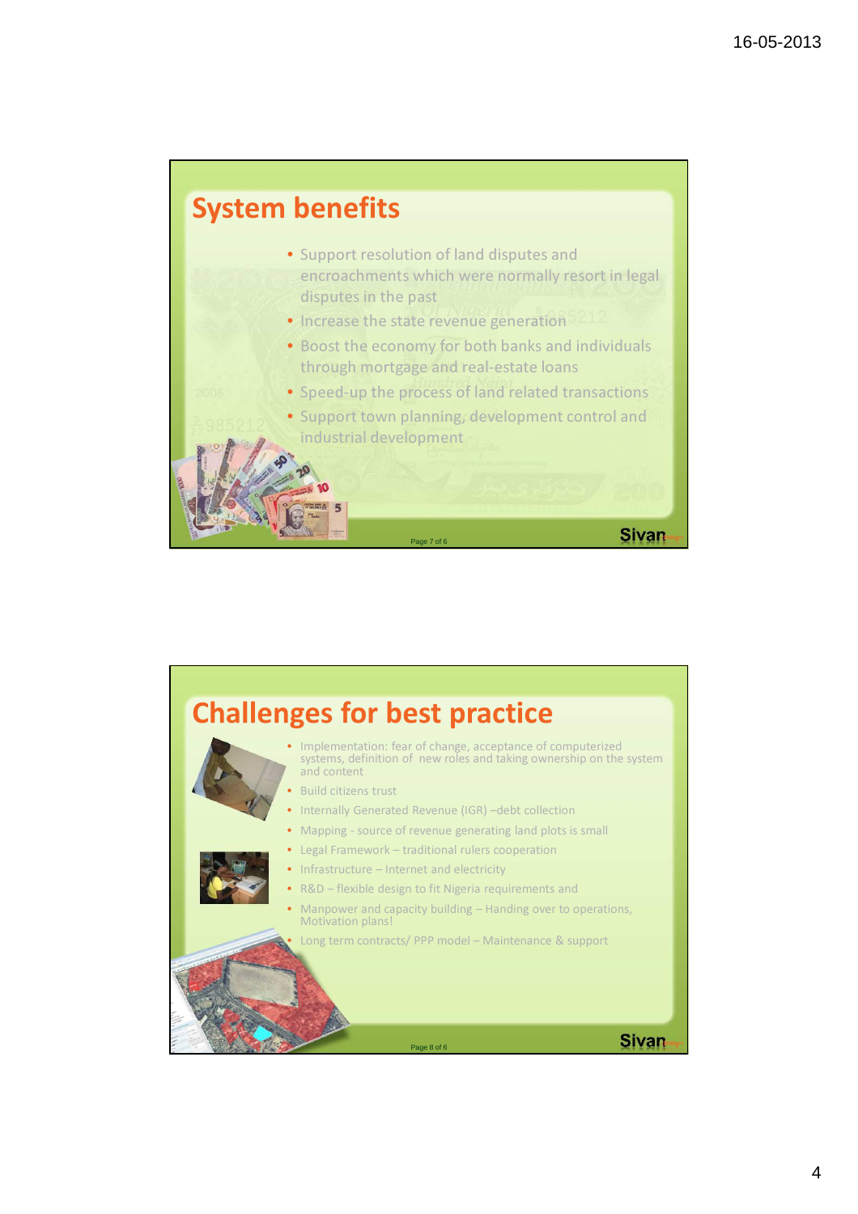## System benefits

- Support resolution of land disputes and encroachments which were normally resort in legal disputes in the past
- Increase the state revenue generation
- Boost the economy for both banks and individuals through mortgage and real-estate loans
- Speed-up the process of land related transactions
- Support town planning, development control and industrial development

## Challenges for best practice

- Implementation: fear of change, acceptance of computerized systems, definition of new roles and taking ownership on the system and content
- Build citizens trust
- Internally Generated Revenue (IGR) –debt collection
- Mapping - source of revenue generating land plots is small
- Legal Framework – traditional rulers cooperation
- Infrastructure – Internet and electricity
- R&D – flexible design to fit Nigeria requirements and
- Manpower and capacity building – Handing over to operations, Motivation plans!
- Long term contracts/ PPP model – Maintenance & support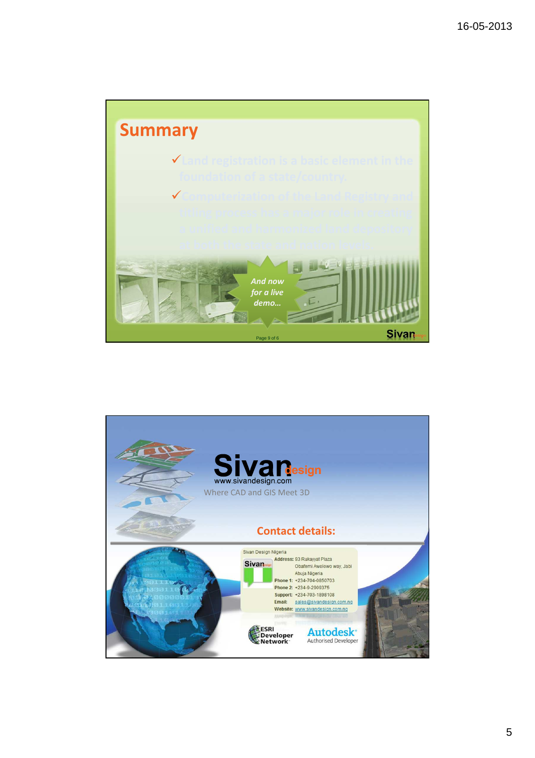## Summary

- ✓ Land registration is a basic element in the foundation of a state/country.
- ✓ Computerization of the Land Registry and titling process has a major role in creating a unified and harmonized land depository at both the state and nation levels.

*And now for a live demo…*

Page 9 of 6

Sivan design

---

# Sivan design

www.sivandesign.com

Where CAD and GIS Meet 3D

## Contact details:

Sivan Design Nigeria

**Address:** 93 Rukayyat Plaza
Obafemi Awolowo way, Jabi
Abuja Nigeria

**Phone 1:** +234-704-0850703

**Phone 2:** +234-9-2909375

**Support:** +234-703-1898108

**Email:** sales@sivandesign.com.ng

**Website:** www.sivandesign.com.ng

ESRI Developer Network

Autodesk® Authorised Developer